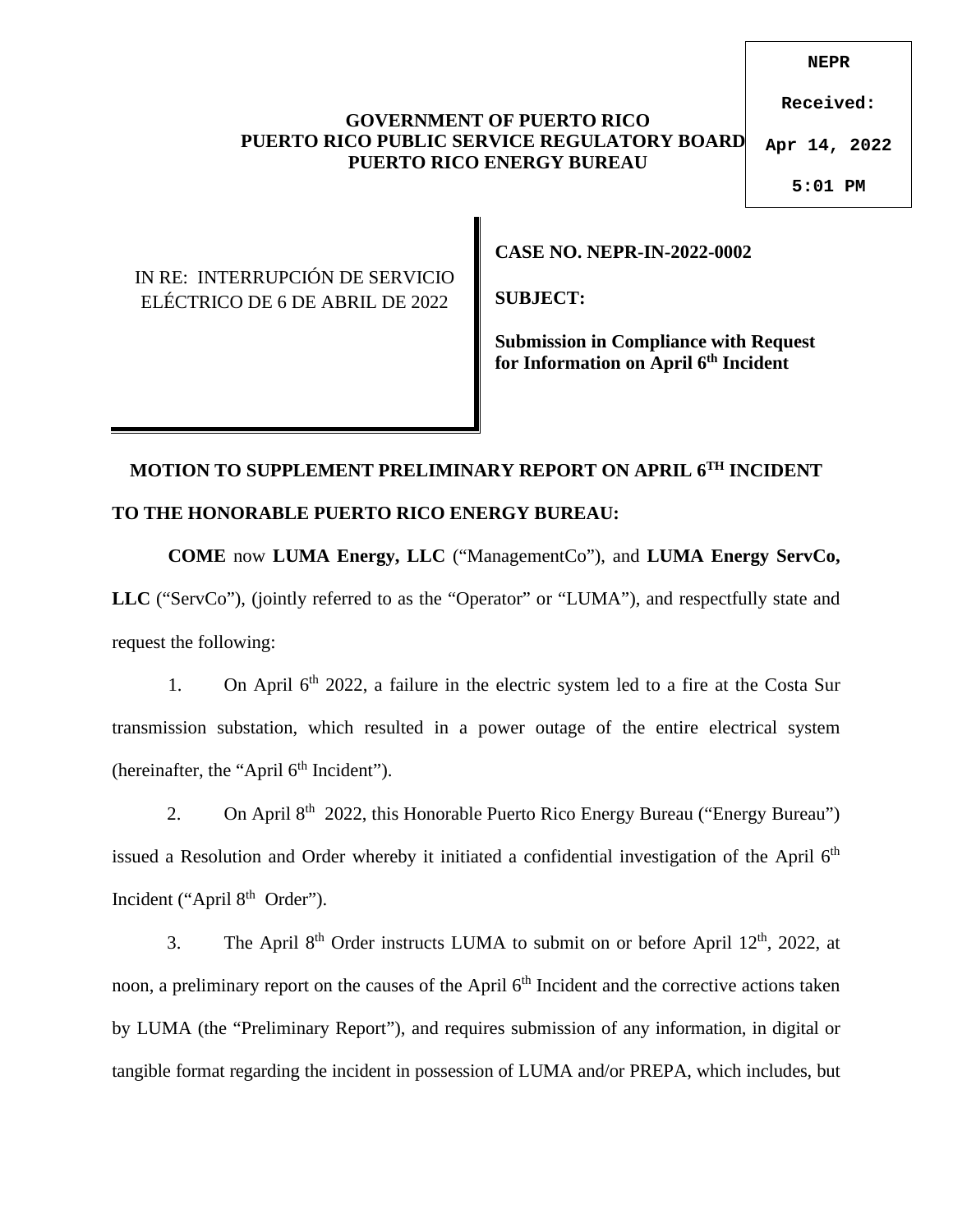NEPR

Received:

Apr 14, 2022

5:01 PM

**GOVERNMENT OF PUERTO RICO**
**PUERTO RICO PUBLIC SERVICE REGULATORY BOARD**
**PUERTO RICO ENERGY BUREAU**

IN RE: INTERRUPCIÓN DE SERVICIO ELÉCTRICO DE 6 DE ABRIL DE 2022

**CASE NO. NEPR-IN-2022-0002**

**SUBJECT:**

**Submission in Compliance with Request for Information on April 6th Incident**

## MOTION TO SUPPLEMENT PRELIMINARY REPORT ON APRIL 6TH INCIDENT

**TO THE HONORABLE PUERTO RICO ENERGY BUREAU:**

**COME** now **LUMA Energy, LLC** ("ManagementCo"), and **LUMA Energy ServCo, LLC** ("ServCo"), (jointly referred to as the "Operator" or "LUMA"), and respectfully state and request the following:

1. On April 6th 2022, a failure in the electric system led to a fire at the Costa Sur transmission substation, which resulted in a power outage of the entire electrical system (hereinafter, the "April 6th Incident").

2. On April 8th 2022, this Honorable Puerto Rico Energy Bureau ("Energy Bureau") issued a Resolution and Order whereby it initiated a confidential investigation of the April 6th Incident ("April 8th Order").

3. The April 8th Order instructs LUMA to submit on or before April 12th, 2022, at noon, a preliminary report on the causes of the April 6th Incident and the corrective actions taken by LUMA (the "Preliminary Report"), and requires submission of any information, in digital or tangible format regarding the incident in possession of LUMA and/or PREPA, which includes, but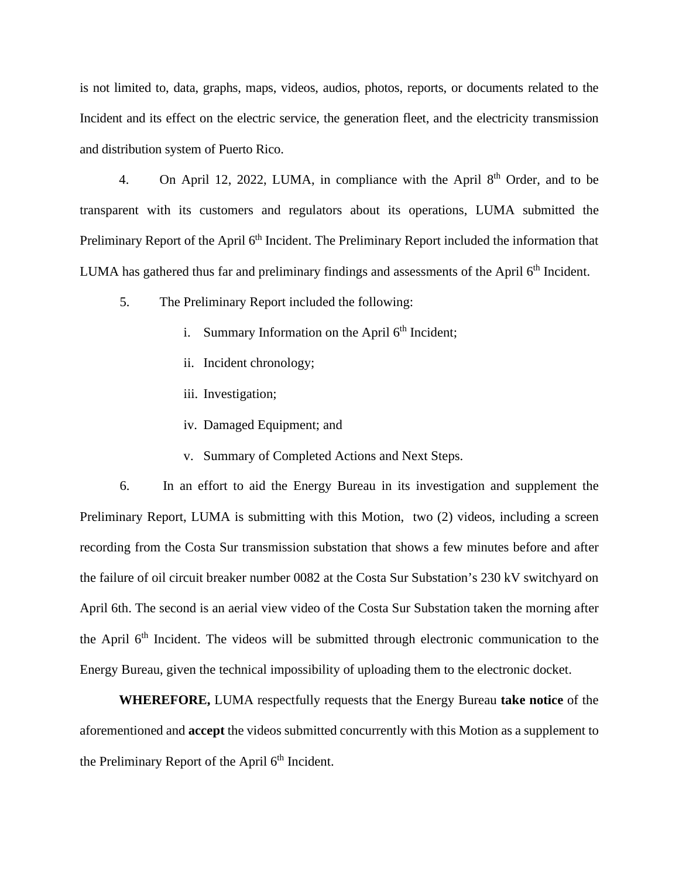is not limited to, data, graphs, maps, videos, audios, photos, reports, or documents related to the Incident and its effect on the electric service, the generation fleet, and the electricity transmission and distribution system of Puerto Rico.

4. On April 12, 2022, LUMA, in compliance with the April 8th Order, and to be transparent with its customers and regulators about its operations, LUMA submitted the Preliminary Report of the April 6th Incident. The Preliminary Report included the information that LUMA has gathered thus far and preliminary findings and assessments of the April 6th Incident.

5. The Preliminary Report included the following:

   i. Summary Information on the April 6th Incident;

   ii. Incident chronology;

   iii. Investigation;

   iv. Damaged Equipment; and

   v. Summary of Completed Actions and Next Steps.

6. In an effort to aid the Energy Bureau in its investigation and supplement the Preliminary Report, LUMA is submitting with this Motion, two (2) videos, including a screen recording from the Costa Sur transmission substation that shows a few minutes before and after the failure of oil circuit breaker number 0082 at the Costa Sur Substation's 230 kV switchyard on April 6th. The second is an aerial view video of the Costa Sur Substation taken the morning after the April 6th Incident. The videos will be submitted through electronic communication to the Energy Bureau, given the technical impossibility of uploading them to the electronic docket.

**WHEREFORE,** LUMA respectfully requests that the Energy Bureau **take notice** of the aforementioned and **accept** the videos submitted concurrently with this Motion as a supplement to the Preliminary Report of the April 6th Incident.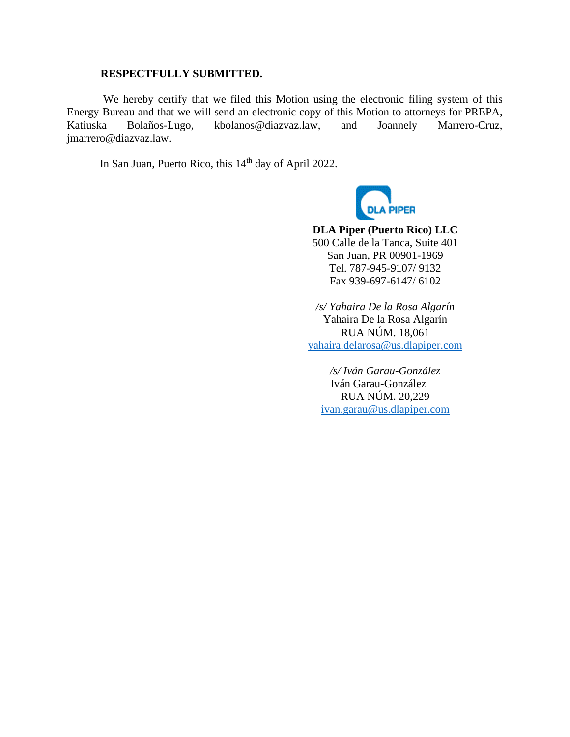**RESPECTFULLY SUBMITTED.**

We hereby certify that we filed this Motion using the electronic filing system of this Energy Bureau and that we will send an electronic copy of this Motion to attorneys for PREPA, Katiuska Bolaños-Lugo, kbolanos@diazvaz.law, and Joannely Marrero-Cruz, jmarrero@diazvaz.law.

In San Juan, Puerto Rico, this 14th day of April 2022.

**DLA Piper (Puerto Rico) LLC**
500 Calle de la Tanca, Suite 401
San Juan, PR 00901-1969
Tel. 787-945-9107/ 9132
Fax 939-697-6147/ 6102

*/s/ Yahaira De la Rosa Algarín*
Yahaira De la Rosa Algarín
RUA NÚM. 18,061
yahaira.delarosa@us.dlapiper.com

*/s/ Iván Garau-González*
Iván Garau-González
RUA NÚM. 20,229
ivan.garau@us.dlapiper.com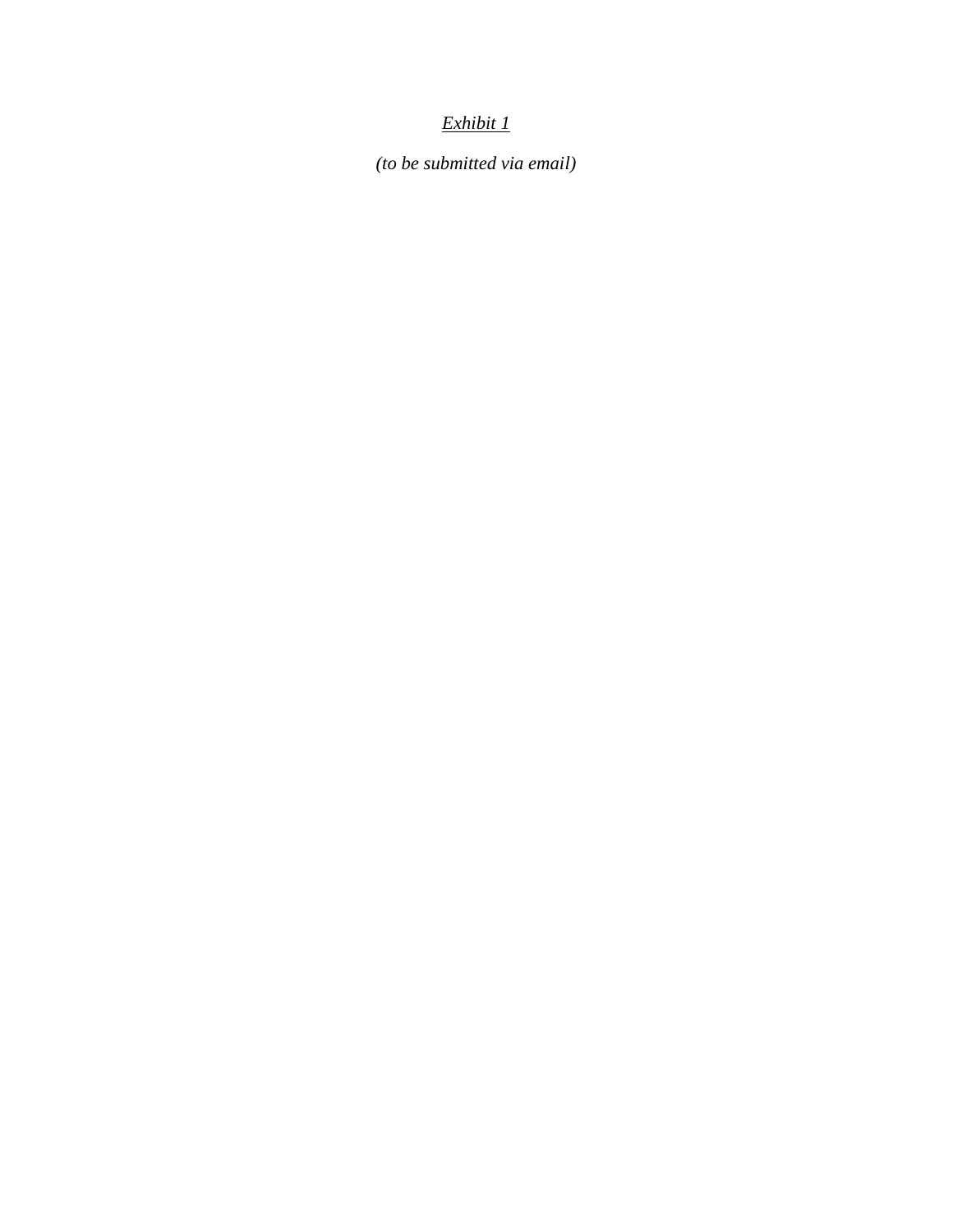*Exhibit 1*

*(to be submitted via email)*